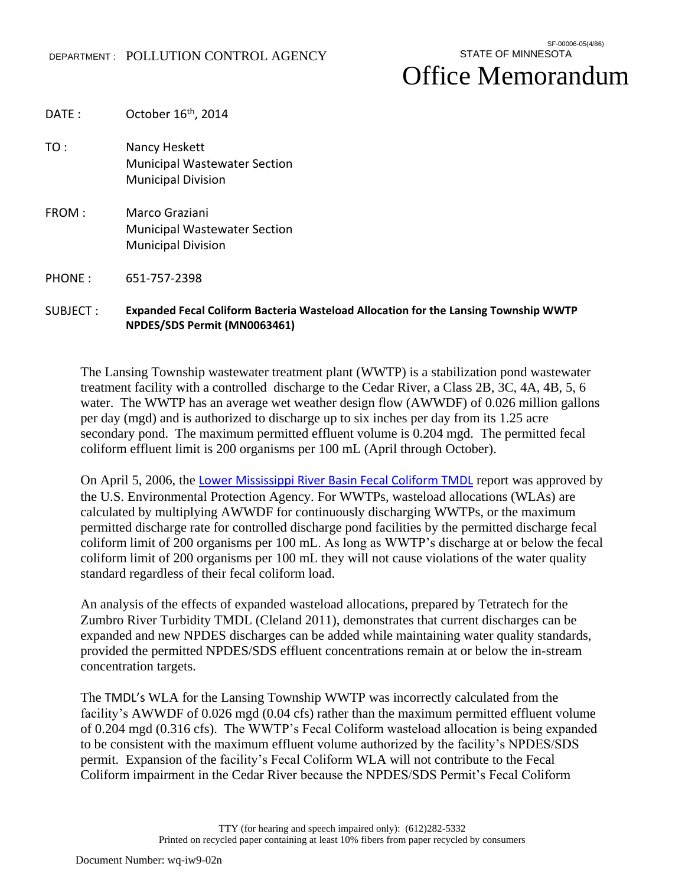DEPARTMENT : POLLUTION CONTROL AGENCY

SF-00006-05(4/86)
STATE OF MINNESOTA

# Office Memorandum

DATE : October 16th, 2014

TO : Nancy Heskett
Municipal Wastewater Section
Municipal Division

FROM : Marco Graziani
Municipal Wastewater Section
Municipal Division

PHONE : 651-757-2398

SUBJECT : **Expanded Fecal Coliform Bacteria Wasteload Allocation for the Lansing Township WWTP NPDES/SDS Permit (MN0063461)**

The Lansing Township wastewater treatment plant (WWTP) is a stabilization pond wastewater treatment facility with a controlled discharge to the Cedar River, a Class 2B, 3C, 4A, 4B, 5, 6 water. The WWTP has an average wet weather design flow (AWWDF) of 0.026 million gallons per day (mgd) and is authorized to discharge up to six inches per day from its 1.25 acre secondary pond. The maximum permitted effluent volume is 0.204 mgd. The permitted fecal coliform effluent limit is 200 organisms per 100 mL (April through October).

On April 5, 2006, the Lower Mississippi River Basin Fecal Coliform TMDL report was approved by the U.S. Environmental Protection Agency. For WWTPs, wasteload allocations (WLAs) are calculated by multiplying AWWDF for continuously discharging WWTPs, or the maximum permitted discharge rate for controlled discharge pond facilities by the permitted discharge fecal coliform limit of 200 organisms per 100 mL. As long as WWTP's discharge at or below the fecal coliform limit of 200 organisms per 100 mL they will not cause violations of the water quality standard regardless of their fecal coliform load.

An analysis of the effects of expanded wasteload allocations, prepared by Tetratech for the Zumbro River Turbidity TMDL (Cleland 2011), demonstrates that current discharges can be expanded and new NPDES discharges can be added while maintaining water quality standards, provided the permitted NPDES/SDS effluent concentrations remain at or below the in-stream concentration targets.

The TMDL's WLA for the Lansing Township WWTP was incorrectly calculated from the facility's AWWDF of 0.026 mgd (0.04 cfs) rather than the maximum permitted effluent volume of 0.204 mgd (0.316 cfs). The WWTP's Fecal Coliform wasteload allocation is being expanded to be consistent with the maximum effluent volume authorized by the facility's NPDES/SDS permit. Expansion of the facility's Fecal Coliform WLA will not contribute to the Fecal Coliform impairment in the Cedar River because the NPDES/SDS Permit's Fecal Coliform

TTY (for hearing and speech impaired only): (612)282-5332
Printed on recycled paper containing at least 10% fibers from paper recycled by consumers

Document Number: wq-iw9-02n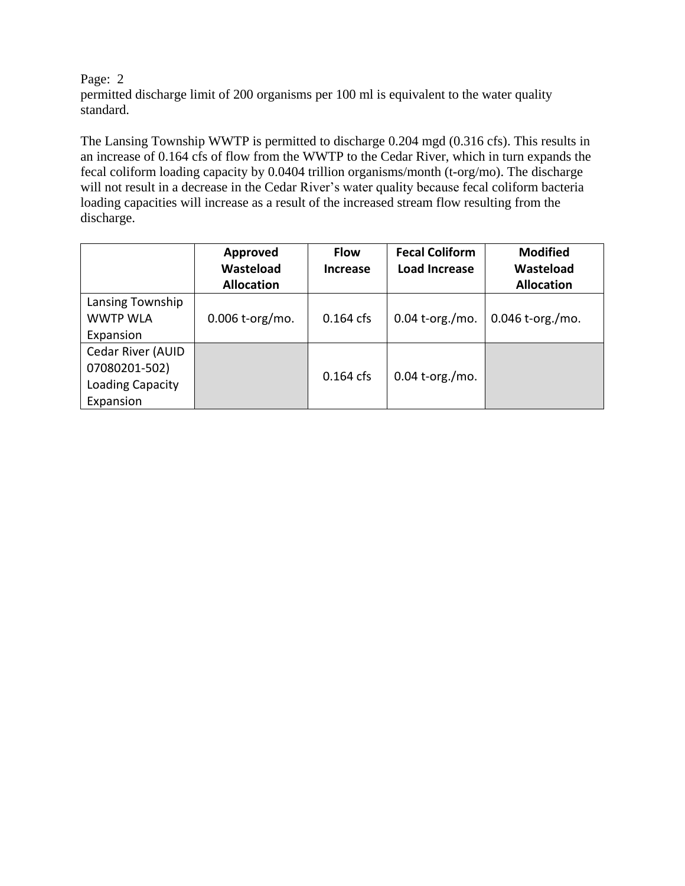permitted discharge limit of 200 organisms per 100 ml is equivalent to the water quality standard.

The Lansing Township WWTP is permitted to discharge 0.204 mgd (0.316 cfs). This results in an increase of 0.164 cfs of flow from the WWTP to the Cedar River, which in turn expands the fecal coliform loading capacity by 0.0404 trillion organisms/month (t-org/mo). The discharge will not result in a decrease in the Cedar River's water quality because fecal coliform bacteria loading capacities will increase as a result of the increased stream flow resulting from the discharge.

| | Approved Wasteload Allocation | Flow Increase | Fecal Coliform Load Increase | Modified Wasteload Allocation |
|---|---|---|---|---|
| Lansing Township WWTP WLA Expansion | 0.006 t-org/mo. | 0.164 cfs | 0.04 t-org./mo. | 0.046 t-org./mo. |
| Cedar River (AUID 07080201-502) Loading Capacity Expansion | | 0.164 cfs | 0.04 t-org./mo. | |